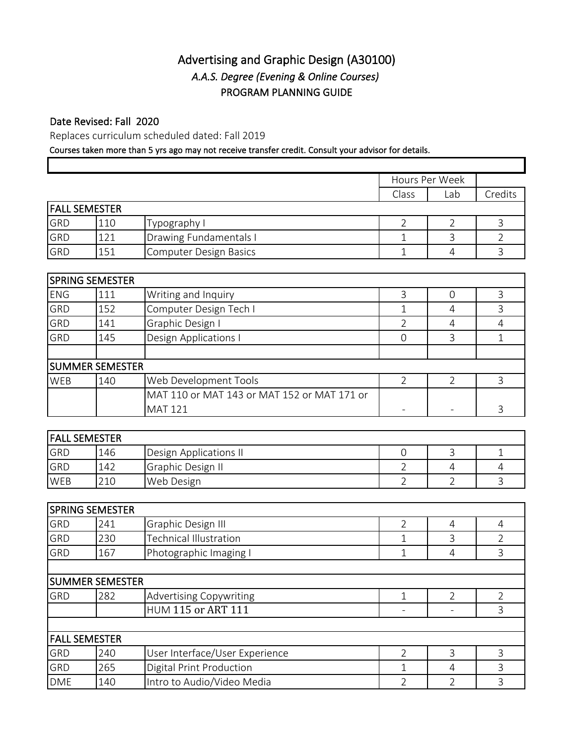# Advertising and Graphic Design (A30100)

*A.A.S. Degree (Evening & Online Courses)*

PROGRAM PLANNING GUIDE

**Date Revised: Fall 2020**

Replaces curriculum scheduled dated: Fall 2019

**Courses taken more than 5 yrs ago may not receive transfer credit. Consult your advisor for details.**

| | | | Hours Per Week | | |
|---|---|---|---|---|---|
| | | | Class | Lab | Credits |
| **FALL SEMESTER** | | | | | |
| GRD | 110 | Typography I | 2 | 2 | 3 |
| GRD | 121 | Drawing Fundamentals I | 1 | 3 | 2 |
| GRD | 151 | Computer Design Basics | 1 | 4 | 3 |
| **SPRING SEMESTER** | | | | | |
| ENG | 111 | Writing and Inquiry | 3 | 0 | 3 |
| GRD | 152 | Computer Design Tech I | 1 | 4 | 3 |
| GRD | 141 | Graphic Design I | 2 | 4 | 4 |
| GRD | 145 | Design Applications I | 0 | 3 | 1 |
| **SUMMER SEMESTER** | | | | | |
| WEB | 140 | Web Development Tools | 2 | 2 | 3 |
| | | MAT 110 or MAT 143 or MAT 152 or MAT 171 or MAT 121 | - | - | 3 |
| **FALL SEMESTER** | | | | | |
| GRD | 146 | Design Applications II | 0 | 3 | 1 |
| GRD | 142 | Graphic Design II | 2 | 4 | 4 |
| WEB | 210 | Web Design | 2 | 2 | 3 |
| **SPRING SEMESTER** | | | | | |
| GRD | 241 | Graphic Design III | 2 | 4 | 4 |
| GRD | 230 | Technical Illustration | 1 | 3 | 2 |
| GRD | 167 | Photographic Imaging I | 1 | 4 | 3 |
| **SUMMER SEMESTER** | | | | | |
| GRD | 282 | Advertising Copywriting | 1 | 2 | 2 |
| | | HUM 115 or ART 111 | - | - | 3 |
| **FALL SEMESTER** | | | | | |
| GRD | 240 | User Interface/User Experience | 2 | 3 | 3 |
| GRD | 265 | Digital Print Production | 1 | 4 | 3 |
| DME | 140 | Intro to Audio/Video Media | 2 | 2 | 3 |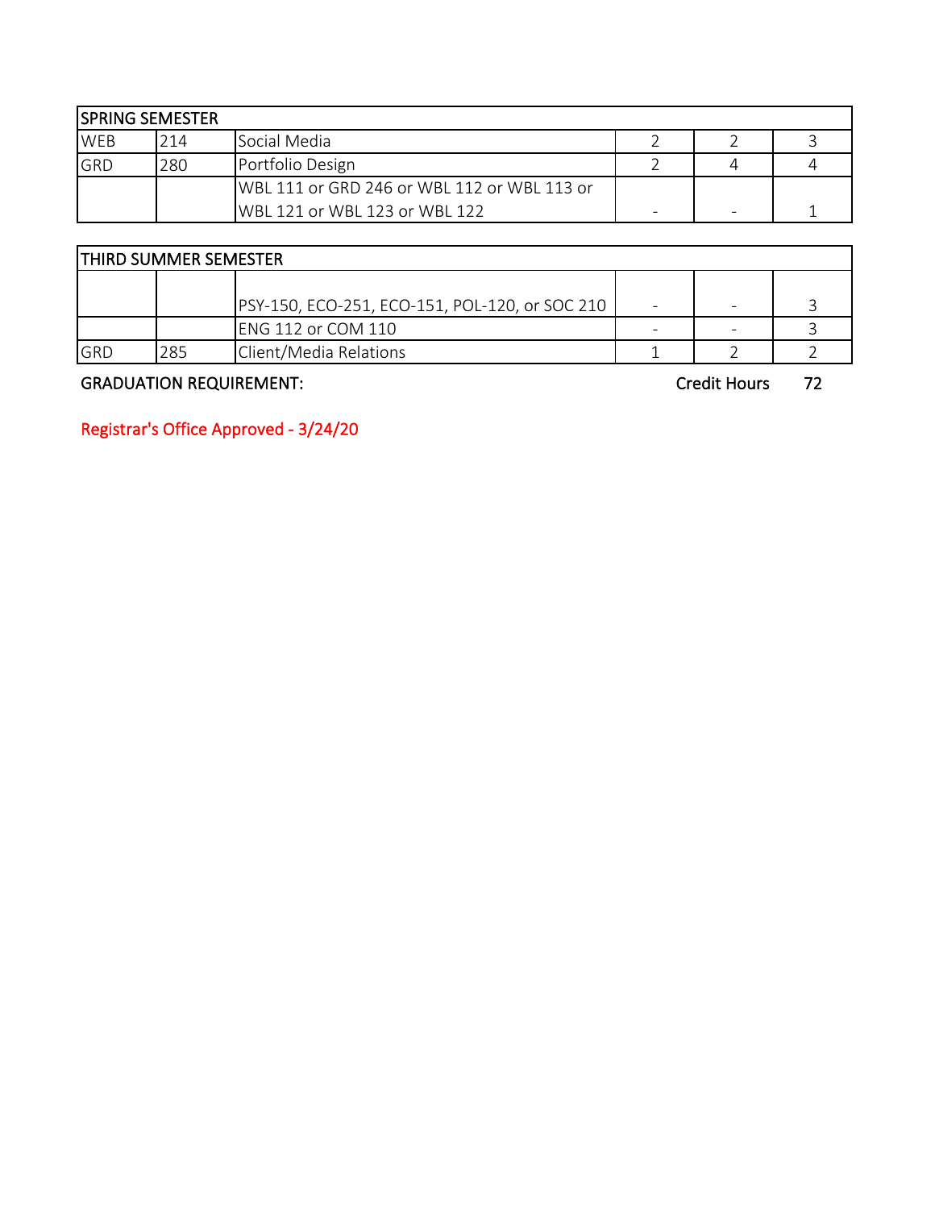| SPRING SEMESTER | | | | | |
|---|---|---|---|---|---|
| WEB | 214 | Social Media | 2 | 2 | 3 |
| GRD | 280 | Portfolio Design | 2 | 4 | 4 |
| | | WBL 111 or GRD 246 or WBL 112 or WBL 113 or WBL 121 or WBL 123 or WBL 122 | - | - | 1 |

| THIRD SUMMER SEMESTER | | | | | |
|---|---|---|---|---|---|
| | | PSY-150, ECO-251, ECO-151, POL-120, or SOC 210 | - | - | 3 |
| | | ENG 112 or COM 110 | - | - | 3 |
| GRD | 285 | Client/Media Relations | 1 | 2 | 2 |

GRADUATION REQUIREMENT: Credit Hours 72

Registrar's Office Approved - 3/24/20